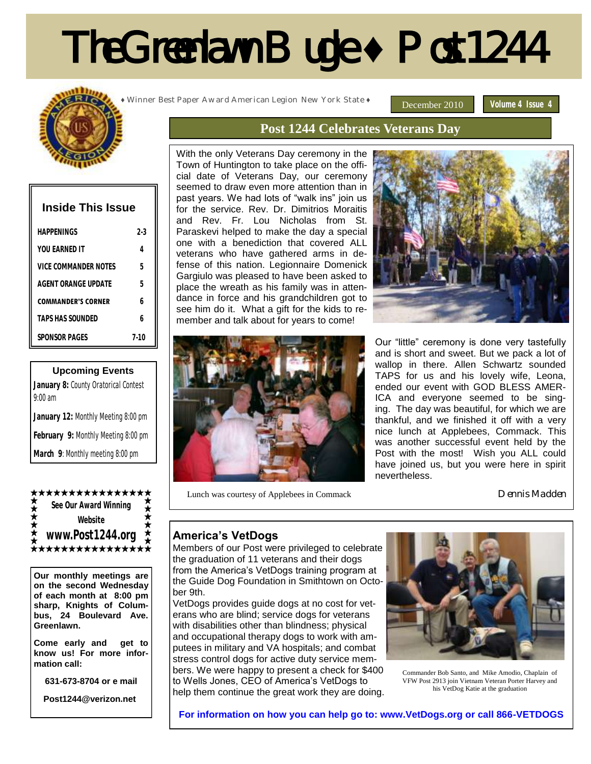# The Greenlawn Bugle ♦ Post 1244

♦ Winner Best Paper Award American Legion New York State ♦

December 2010 | **Volume 4 Issue 4**

## Inside This Issue

| | |
|---|---|
| HAPPENINGS | 2-3 |
| YOU EARNED IT | 4 |
| VICE COMMANDER NOTES | 5 |
| AGENT ORANGE UPDATE | 5 |
| COMMANDER'S CORNER | 6 |
| TAPS HAS SOUNDED | 6 |
| SPONSOR PAGES | 7-10 |

## Upcoming Events

**January 8:** County Oratorical Contest 9:00 am

**January 12:** Monthly Meeting 8:00 pm

**February 9:** Monthly Meeting 8:00 pm

**March 9**: Monthly meeting 8:00 pm

**See Our Award Winning Website**

**www.Post1244.org**

**Our monthly meetings are on the second Wednesday of each month at 8:00 pm sharp, Knights of Columbus, 24 Boulevard Ave. Greenlawn.**

**Come early and get to know us! For more information call:**

**631-673-8704 or e mail**

**Post1244@verizon.net**

## Post 1244 Celebrates Veterans Day

With the only Veterans Day ceremony in the Town of Huntington to take place on the official date of Veterans Day, our ceremony seemed to draw even more attention than in past years. We had lots of "walk ins" join us for the service. Rev. Dr. Dimitrios Moraitis and Rev. Fr. Lou Nicholas from St. Paraskevi helped to make the day a special one with a benediction that covered ALL veterans who have gathered arms in defense of this nation. Legionnaire Domenick Gargiulo was pleased to have been asked to place the wreath as his family was in attendance in force and his grandchildren got to see him do it. What a gift for the kids to remember and talk about for years to come!

Our "little" ceremony is done very tastefully and is short and sweet. But we pack a lot of wallop in there. Allen Schwartz sounded TAPS for us and his lovely wife, Leona, ended our event with GOD BLESS AMERICA and everyone seemed to be singing. The day was beautiful, for which we are thankful, and we finished it off with a very nice lunch at Applebees, Commack. This was another successful event held by the Post with the most! Wish you ALL could have joined us, but you were here in spirit nevertheless.

Lunch was courtesy of Applebees in Commack

*Dennis Madden*

## America's VetDogs

Members of our Post were privileged to celebrate the graduation of 11 veterans and their dogs from the America's VetDogs training program at the Guide Dog Foundation in Smithtown on October 9th.

VetDogs provides guide dogs at no cost for veterans who are blind; service dogs for veterans with disabilities other than blindness; physical and occupational therapy dogs to work with amputees in military and VA hospitals; and combat stress control dogs for active duty service members. We were happy to present a check for $400 to Wells Jones, CEO of America's VetDogs to help them continue the great work they are doing.

Commander Bob Santo, and Mike Amodio, Chaplain of VFW Post 2913 join Vietnam Veteran Porter Harvey and his VetDog Katie at the graduation

**For information on how you can help go to: www.VetDogs.org or call 866-VETDOGS**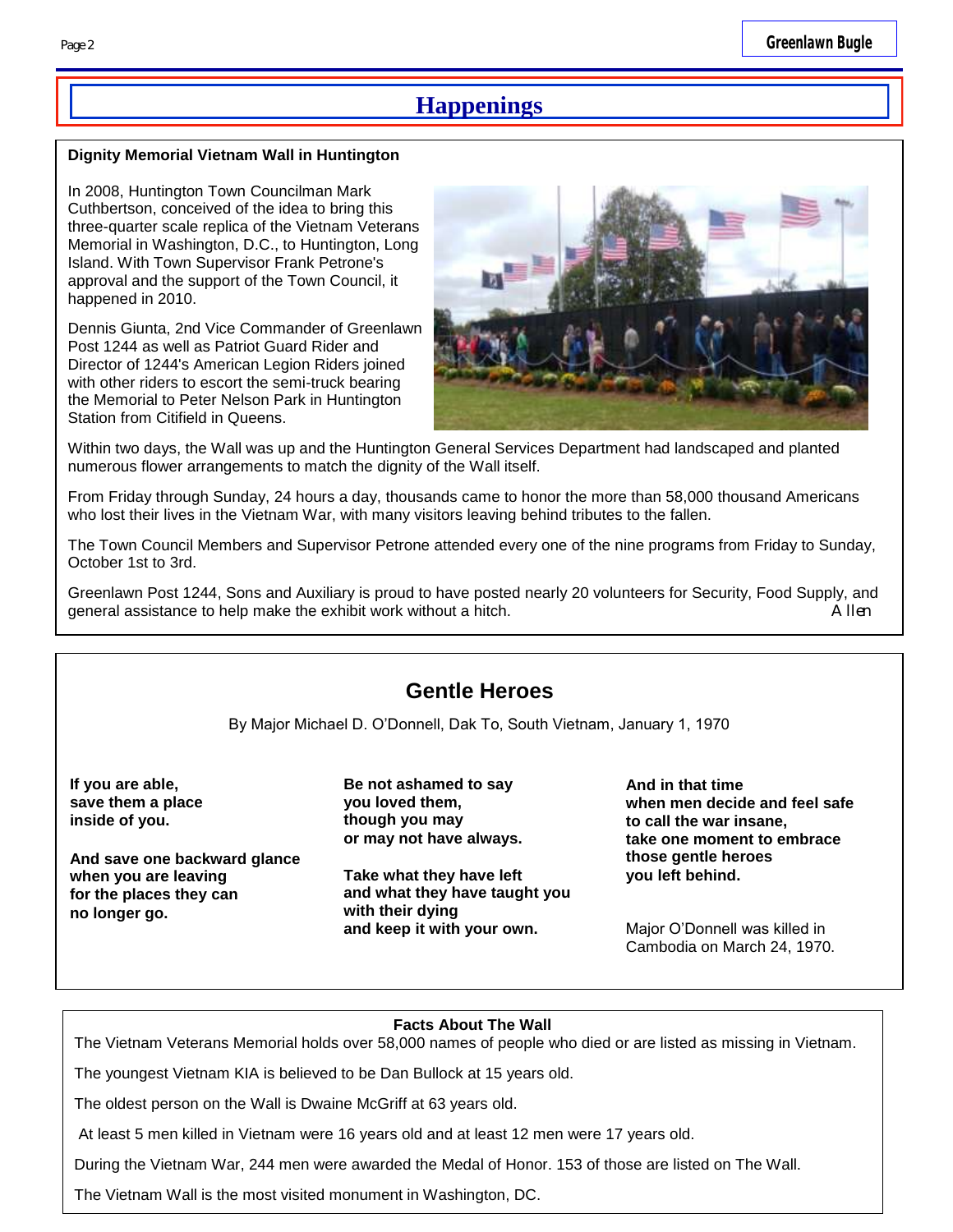# Happenings

**Dignity Memorial Vietnam Wall in Huntington**

In 2008, Huntington Town Councilman Mark Cuthbertson, conceived of the idea to bring this three-quarter scale replica of the Vietnam Veterans Memorial in Washington, D.C., to Huntington, Long Island. With Town Supervisor Frank Petrone's approval and the support of the Town Council, it happened in 2010.

Dennis Giunta, 2nd Vice Commander of Greenlawn Post 1244 as well as Patriot Guard Rider and Director of 1244's American Legion Riders joined with other riders to escort the semi-truck bearing the Memorial to Peter Nelson Park in Huntington Station from Citifield in Queens.

Within two days, the Wall was up and the Huntington General Services Department had landscaped and planted numerous flower arrangements to match the dignity of the Wall itself.

From Friday through Sunday, 24 hours a day, thousands came to honor the more than 58,000 thousand Americans who lost their lives in the Vietnam War, with many visitors leaving behind tributes to the fallen.

The Town Council Members and Supervisor Petrone attended every one of the nine programs from Friday to Sunday, October 1st to 3rd.

Greenlawn Post 1244, Sons and Auxiliary is proud to have posted nearly 20 volunteers for Security, Food Supply, and general assistance to help make the exhibit work without a hitch.

*Allen*

## Gentle Heroes

By Major Michael D. O'Donnell, Dak To, South Vietnam, January 1, 1970

**If you are able,**
**save them a place**
**inside of you.**

**And save one backward glance**
**when you are leaving**
**for the places they can**
**no longer go.**

**Be not ashamed to say**
**you loved them,**
**though you may**
**or may not have always.**

**Take what they have left**
**and what they have taught you**
**with their dying**
**and keep it with your own.**

**And in that time**
**when men decide and feel safe**
**to call the war insane,**
**take one moment to embrace**
**those gentle heroes**
**you left behind.**

Major O'Donnell was killed in Cambodia on March 24, 1970.

**Facts About The Wall**

The Vietnam Veterans Memorial holds over 58,000 names of people who died or are listed as missing in Vietnam.

The youngest Vietnam KIA is believed to be Dan Bullock at 15 years old.

The oldest person on the Wall is Dwaine McGriff at 63 years old.

At least 5 men killed in Vietnam were 16 years old and at least 12 men were 17 years old.

During the Vietnam War, 244 men were awarded the Medal of Honor. 153 of those are listed on The Wall.

The Vietnam Wall is the most visited monument in Washington, DC.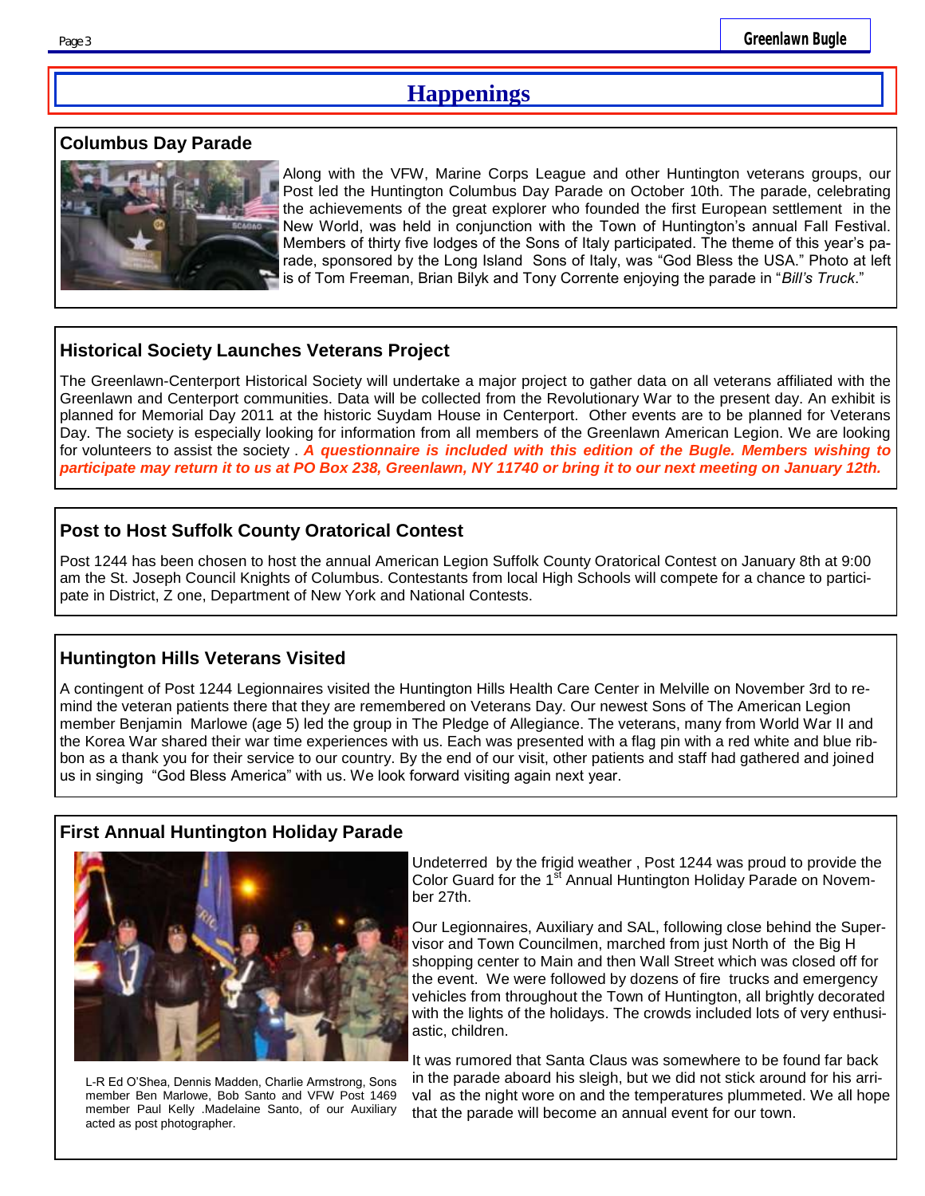# Happenings

## Columbus Day Parade

Along with the VFW, Marine Corps League and other Huntington veterans groups, our Post led the Huntington Columbus Day Parade on October 10th. The parade, celebrating the achievements of the great explorer who founded the first European settlement in the New World, was held in conjunction with the Town of Huntington's annual Fall Festival. Members of thirty five lodges of the Sons of Italy participated. The theme of this year's parade, sponsored by the Long Island Sons of Italy, was "God Bless the USA." Photo at left is of Tom Freeman, Brian Bilyk and Tony Corrente enjoying the parade in "*Bill's Truck*."

## Historical Society Launches Veterans Project

The Greenlawn-Centerport Historical Society will undertake a major project to gather data on all veterans affiliated with the Greenlawn and Centerport communities. Data will be collected from the Revolutionary War to the present day. An exhibit is planned for Memorial Day 2011 at the historic Suydam House in Centerport. Other events are to be planned for Veterans Day. The society is especially looking for information from all members of the Greenlawn American Legion. We are looking for volunteers to assist the society . ***A questionnaire is included with this edition of the Bugle. Members wishing to participate may return it to us at PO Box 238, Greenlawn, NY 11740 or bring it to our next meeting on January 12th.***

## Post to Host Suffolk County Oratorical Contest

Post 1244 has been chosen to host the annual American Legion Suffolk County Oratorical Contest on January 8th at 9:00 am the St. Joseph Council Knights of Columbus. Contestants from local High Schools will compete for a chance to participate in District, Z one, Department of New York and National Contests.

## Huntington Hills Veterans Visited

A contingent of Post 1244 Legionnaires visited the Huntington Hills Health Care Center in Melville on November 3rd to remind the veteran patients there that they are remembered on Veterans Day. Our newest Sons of The American Legion member Benjamin Marlowe (age 5) led the group in The Pledge of Allegiance. The veterans, many from World War II and the Korea War shared their war time experiences with us. Each was presented with a flag pin with a red white and blue ribbon as a thank you for their service to our country. By the end of our visit, other patients and staff had gathered and joined us in singing "God Bless America" with us. We look forward visiting again next year.

## First Annual Huntington Holiday Parade

L-R Ed O'Shea, Dennis Madden, Charlie Armstrong, Sons member Ben Marlowe, Bob Santo and VFW Post 1469 member Paul Kelly .Madelaine Santo, of our Auxiliary acted as post photographer.

Undeterred by the frigid weather , Post 1244 was proud to provide the Color Guard for the 1st Annual Huntington Holiday Parade on November 27th.

Our Legionnaires, Auxiliary and SAL, following close behind the Supervisor and Town Councilmen, marched from just North of the Big H shopping center to Main and then Wall Street which was closed off for the event. We were followed by dozens of fire trucks and emergency vehicles from throughout the Town of Huntington, all brightly decorated with the lights of the holidays. The crowds included lots of very enthusiastic, children.

It was rumored that Santa Claus was somewhere to be found far back in the parade aboard his sleigh, but we did not stick around for his arrival as the night wore on and the temperatures plummeted. We all hope that the parade will become an annual event for our town.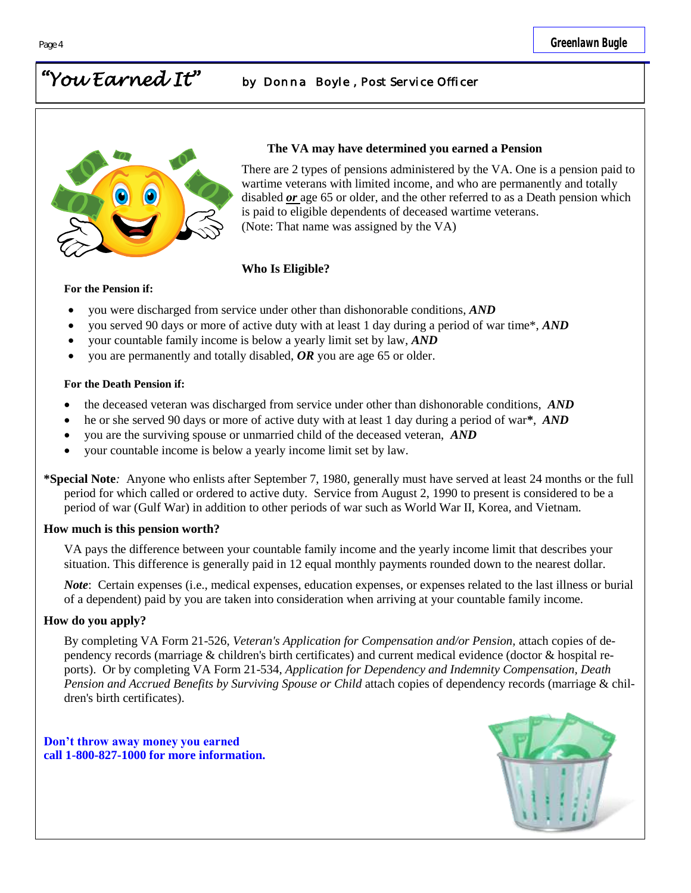# "You Earned It" by Donna Boyle, Post Service Officer

### The VA may have determined you earned a Pension

There are 2 types of pensions administered by the VA. One is a pension paid to wartime veterans with limited income, and who are permanently and totally disabled ***or*** age 65 or older, and the other referred to as a Death pension which is paid to eligible dependents of deceased wartime veterans.
(Note: That name was assigned by the VA)

### Who Is Eligible?

**For the Pension if:**

- you were discharged from service under other than dishonorable conditions, ***AND***
- you served 90 days or more of active duty with at least 1 day during a period of war time*, ***AND***
- your countable family income is below a yearly limit set by law, ***AND***
- you are permanently and totally disabled, ***OR*** you are age 65 or older.

**For the Death Pension if:**

- the deceased veteran was discharged from service under other than dishonorable conditions, ***AND***
- he or she served 90 days or more of active duty with at least 1 day during a period of war**\***, ***AND***
- you are the surviving spouse or unmarried child of the deceased veteran, ***AND***
- your countable income is below a yearly income limit set by law.

**\*Special Note***:* Anyone who enlists after September 7, 1980, generally must have served at least 24 months or the full period for which called or ordered to active duty. Service from August 2, 1990 to present is considered to be a period of war (Gulf War) in addition to other periods of war such as World War II, Korea, and Vietnam.

### How much is this pension worth?

VA pays the difference between your countable family income and the yearly income limit that describes your situation. This difference is generally paid in 12 equal monthly payments rounded down to the nearest dollar.

***Note***: Certain expenses (i.e., medical expenses, education expenses, or expenses related to the last illness or burial of a dependent) paid by you are taken into consideration when arriving at your countable family income.

### How do you apply?

By completing VA Form 21-526, *Veteran's Application for Compensation and/or Pension,* attach copies of dependency records (marriage & children's birth certificates) and current medical evidence (doctor & hospital reports). Or by completing VA Form 21-534, *Application for Dependency and Indemnity Compensation, Death Pension and Accrued Benefits by Surviving Spouse or Child* attach copies of dependency records (marriage & children's birth certificates).

**Don't throw away money you earned**
**call 1-800-827-1000 for more information.**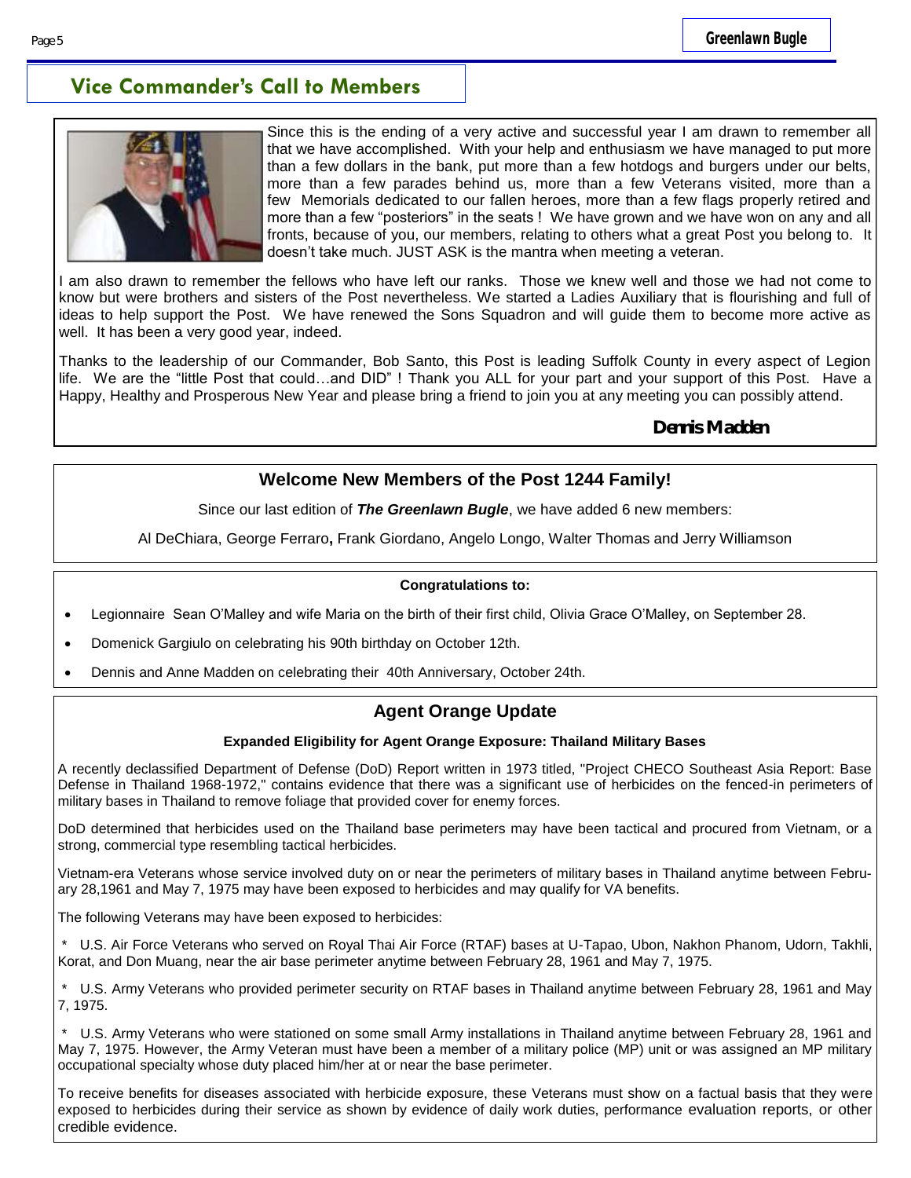## Vice Commander's Call to Members

Since this is the ending of a very active and successful year I am drawn to remember all that we have accomplished. With your help and enthusiasm we have managed to put more than a few dollars in the bank, put more than a few hotdogs and burgers under our belts, more than a few parades behind us, more than a few Veterans visited, more than a few Memorials dedicated to our fallen heroes, more than a few flags properly retired and more than a few "posteriors" in the seats ! We have grown and we have won on any and all fronts, because of you, our members, relating to others what a great Post you belong to. It doesn't take much. JUST ASK is the mantra when meeting a veteran.

I am also drawn to remember the fellows who have left our ranks. Those we knew well and those we had not come to know but were brothers and sisters of the Post nevertheless. We started a Ladies Auxiliary that is flourishing and full of ideas to help support the Post. We have renewed the Sons Squadron and will guide them to become more active as well. It has been a very good year, indeed.

Thanks to the leadership of our Commander, Bob Santo, this Post is leading Suffolk County in every aspect of Legion life. We are the "little Post that could…and DID" ! Thank you ALL for your part and your support of this Post. Have a Happy, Healthy and Prosperous New Year and please bring a friend to join you at any meeting you can possibly attend.

**Dennis Madden**

### Welcome New Members of the Post 1244 Family!

Since our last edition of ***The Greenlawn Bugle***, we have added 6 new members:

Al DeChiara, George Ferraro**,** Frank Giordano, Angelo Longo, Walter Thomas and Jerry Williamson

**Congratulations to:**

- Legionnaire Sean O'Malley and wife Maria on the birth of their first child, Olivia Grace O'Malley, on September 28.
- Domenick Gargiulo on celebrating his 90th birthday on October 12th.
- Dennis and Anne Madden on celebrating their 40th Anniversary, October 24th.

### Agent Orange Update

**Expanded Eligibility for Agent Orange Exposure: Thailand Military Bases**

A recently declassified Department of Defense (DoD) Report written in 1973 titled, "Project CHECO Southeast Asia Report: Base Defense in Thailand 1968-1972," contains evidence that there was a significant use of herbicides on the fenced-in perimeters of military bases in Thailand to remove foliage that provided cover for enemy forces.

DoD determined that herbicides used on the Thailand base perimeters may have been tactical and procured from Vietnam, or a strong, commercial type resembling tactical herbicides.

Vietnam-era Veterans whose service involved duty on or near the perimeters of military bases in Thailand anytime between February 28,1961 and May 7, 1975 may have been exposed to herbicides and may qualify for VA benefits.

The following Veterans may have been exposed to herbicides:

\* U.S. Air Force Veterans who served on Royal Thai Air Force (RTAF) bases at U-Tapao, Ubon, Nakhon Phanom, Udorn, Takhli, Korat, and Don Muang, near the air base perimeter anytime between February 28, 1961 and May 7, 1975.

\* U.S. Army Veterans who provided perimeter security on RTAF bases in Thailand anytime between February 28, 1961 and May 7, 1975.

\* U.S. Army Veterans who were stationed on some small Army installations in Thailand anytime between February 28, 1961 and May 7, 1975. However, the Army Veteran must have been a member of a military police (MP) unit or was assigned an MP military occupational specialty whose duty placed him/her at or near the base perimeter.

To receive benefits for diseases associated with herbicide exposure, these Veterans must show on a factual basis that they were exposed to herbicides during their service as shown by evidence of daily work duties, performance evaluation reports, or other credible evidence.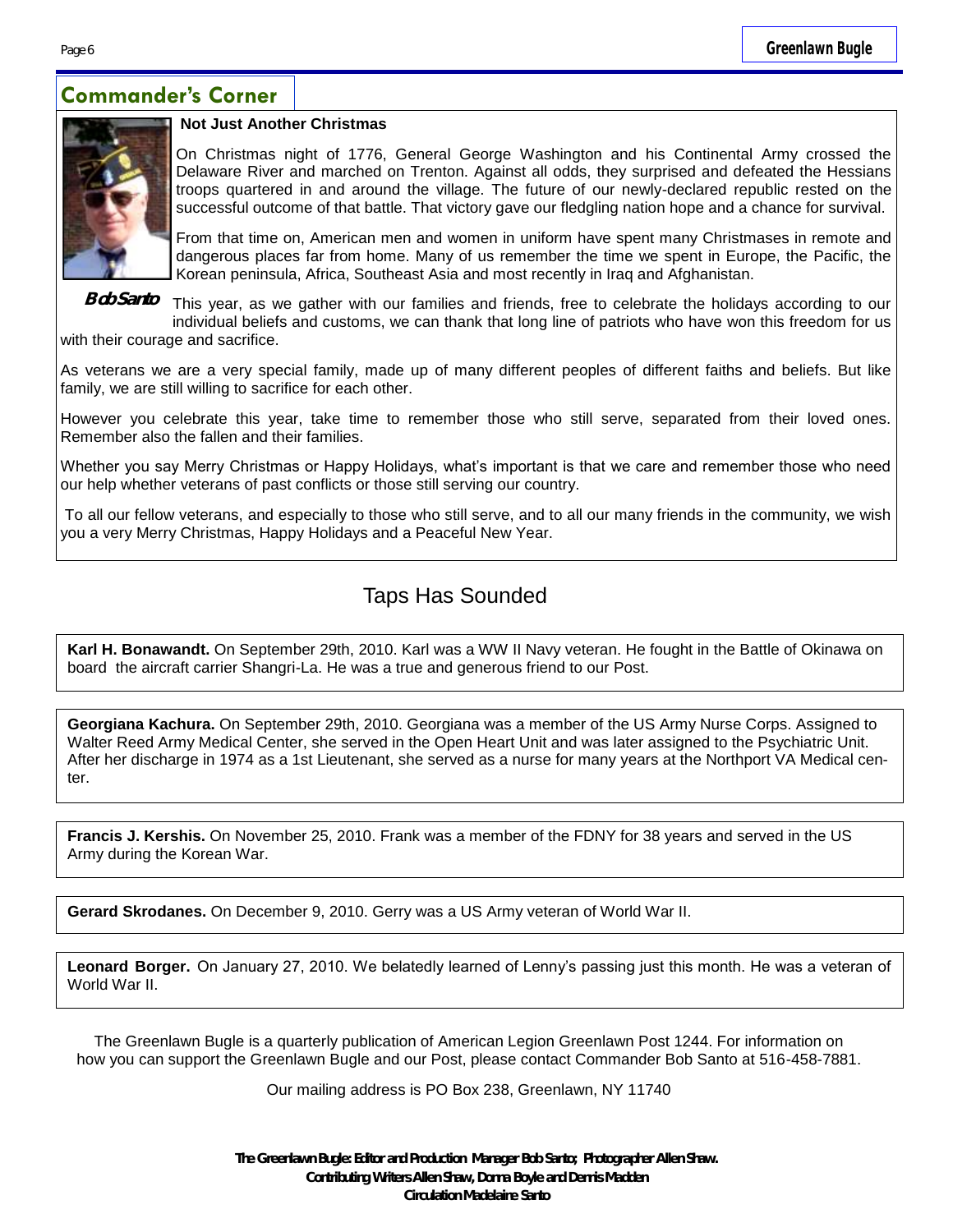## Commander's Corner

**Not Just Another Christmas**

On Christmas night of 1776, General George Washington and his Continental Army crossed the Delaware River and marched on Trenton. Against all odds, they surprised and defeated the Hessians troops quartered in and around the village. The future of our newly-declared republic rested on the successful outcome of that battle. That victory gave our fledgling nation hope and a chance for survival.

From that time on, American men and women in uniform have spent many Christmases in remote and dangerous places far from home. Many of us remember the time we spent in Europe, the Pacific, the Korean peninsula, Africa, Southeast Asia and most recently in Iraq and Afghanistan.

**Bob Santo**

This year, as we gather with our families and friends, free to celebrate the holidays according to our individual beliefs and customs, we can thank that long line of patriots who have won this freedom for us with their courage and sacrifice.

As veterans we are a very special family, made up of many different peoples of different faiths and beliefs. But like family, we are still willing to sacrifice for each other.

However you celebrate this year, take time to remember those who still serve, separated from their loved ones. Remember also the fallen and their families.

Whether you say Merry Christmas or Happy Holidays, what's important is that we care and remember those who need our help whether veterans of past conflicts or those still serving our country.

To all our fellow veterans, and especially to those who still serve, and to all our many friends in the community, we wish you a very Merry Christmas, Happy Holidays and a Peaceful New Year.

## Taps Has Sounded

**Karl H. Bonawandt.** On September 29th, 2010. Karl was a WW II Navy veteran. He fought in the Battle of Okinawa on board the aircraft carrier Shangri-La. He was a true and generous friend to our Post.

**Georgiana Kachura.** On September 29th, 2010. Georgiana was a member of the US Army Nurse Corps. Assigned to Walter Reed Army Medical Center, she served in the Open Heart Unit and was later assigned to the Psychiatric Unit. After her discharge in 1974 as a 1st Lieutenant, she served as a nurse for many years at the Northport VA Medical center.

**Francis J. Kershis.** On November 25, 2010. Frank was a member of the FDNY for 38 years and served in the US Army during the Korean War.

**Gerard Skrodanes.** On December 9, 2010. Gerry was a US Army veteran of World War II.

**Leonard Borger.** On January 27, 2010. We belatedly learned of Lenny's passing just this month. He was a veteran of World War II.

The Greenlawn Bugle is a quarterly publication of American Legion Greenlawn Post 1244. For information on how you can support the Greenlawn Bugle and our Post, please contact Commander Bob Santo at 516-458-7881.

Our mailing address is PO Box 238, Greenlawn, NY 11740

**The Greenlawn Bugle: Editor and Production Manager Bob Santo; Photographer Allen Shaw.**
**Contributing Writers Allen Shaw, Donna Boyle and Dennis Madden**
**Circulation Madelaine Santo**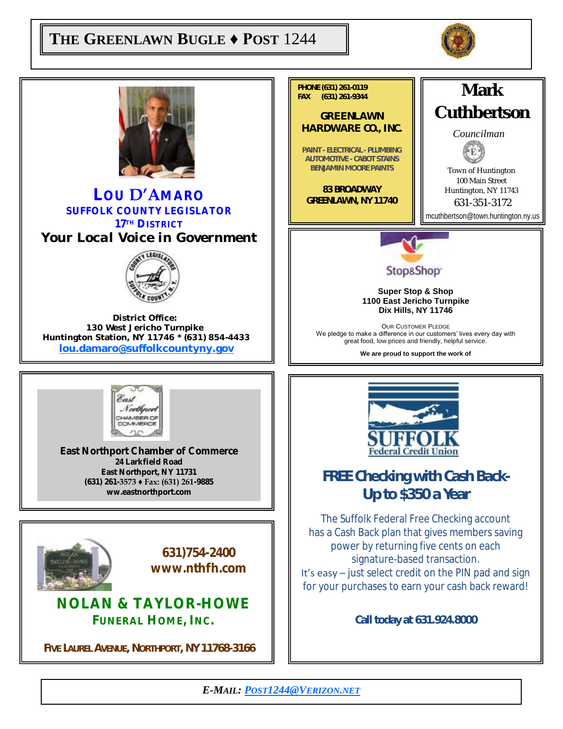# THE GREENLAWN BUGLE ♦ POST 1244

## LOU D'AMARO

**SUFFOLK COUNTY LEGISLATOR**

**17TH DISTRICT**

***Your Local Voice in Government***

**District Office:**
**130 West Jericho Turnpike**
**Huntington Station, NY 11746 * (631) 854-4433**
**lou.damaro@suffolkcountyny.gov**

---

**PHONE (631) 261-0119**
**FAX (631) 261-9344**

**GREENLAWN HARDWARE CO., INC.**

PAINT - ELECTRICAL - PLUMBING
AUTOMOTIVE - CABOT STAINS
BENJAMIN MOORE PAINTS

**83 BROADWAY**
**GREENLAWN, NY 11740**

---

## Mark Cuthbertson

*Councilman*

Town of Huntington
100 Main Street
Huntington, NY 11743
631-351-3172
mcuthbertson@town.huntington.ny.us

---

Stop&Shop

**Super Stop & Shop**
**1100 East Jericho Turnpike**
**Dix Hills, NY 11746**

OUR CUSTOMER PLEDGE
We pledge to make a difference in our customers' lives every day with great food, low prices and friendly, helpful service.

**We are proud to support the work of**

---

**East Northport Chamber of Commerce**
**24 Larkfield Road**
**East Northport, NY 11731**
**(631) 261-3573 ♦ Fax: (631) 261-9885**
**ww.eastnorthport.com**

---

**SUFFOLK Federal Credit Union**

## FREE Checking with Cash Back- Up to $350 a Year

The Suffolk Federal Free Checking account has a Cash Back plan that gives members saving power by returning five cents on each signature-based transaction.
It's easy – just select credit on the PIN pad and sign for your purchases to earn your cash back reward!

**Call today at 631.924.8000**

---

**631)754-2400**
**www.nthfh.com**

## NOLAN & TAYLOR-HOWE
**FUNERAL HOME, INC.**

**FIVE LAUREL AVENUE, NORTHPORT, NY 11768-3166**

---

*E-MAIL: POST1244@VERIZON.NET*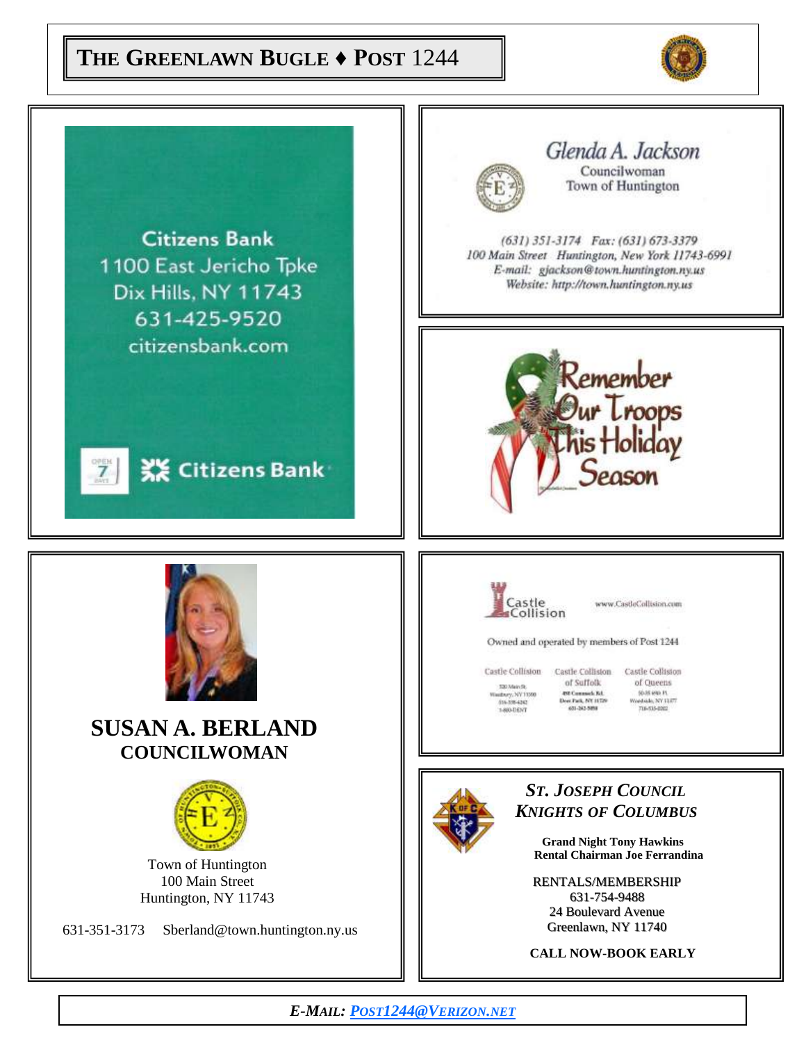# THE GREENLAWN BUGLE ♦ POST 1244

Citizens Bank
1100 East Jericho Tpke
Dix Hills, NY 11743
631-425-9520
citizensbank.com

Citizens Bank

Glenda A. Jackson
Councilwoman
Town of Huntington

(631) 351-3174 Fax: (631) 673-3379
100 Main Street Huntington, New York 11743-6991
E-mail: gjackson@town.huntington.ny.us
Website: http://town.huntington.ny.us

Remember Our Troops This Holiday Season

**SUSAN A. BERLAND**
**COUNCILWOMAN**

Town of Huntington
100 Main Street
Huntington, NY 11743

631-351-3173 Sberland@town.huntington.ny.us

Castle Collision www.CastleCollision.com

Owned and operated by members of Post 1244

Castle Collision — 520 Main St. Woodbury, NY 11590 — 516-338-4242 — 1-800-DENT

Castle Collision of Suffolk — 498 Commack Rd. Deer Park, NY 11729 — 631-242-5858

Castle Collision of Queens — 50-35 69th Pl. Woodside, NY 11377 — 718-533-0302

***ST. JOSEPH COUNCIL***
***KNIGHTS OF COLUMBUS***

**Grand Night Tony Hawkins**
**Rental Chairman Joe Ferrandina**

RENTALS/MEMBERSHIP
631-754-9488
24 Boulevard Avenue
Greenlawn, NY 11740

**CALL NOW-BOOK EARLY**

***E-MAIL: POST1244@VERIZON.NET***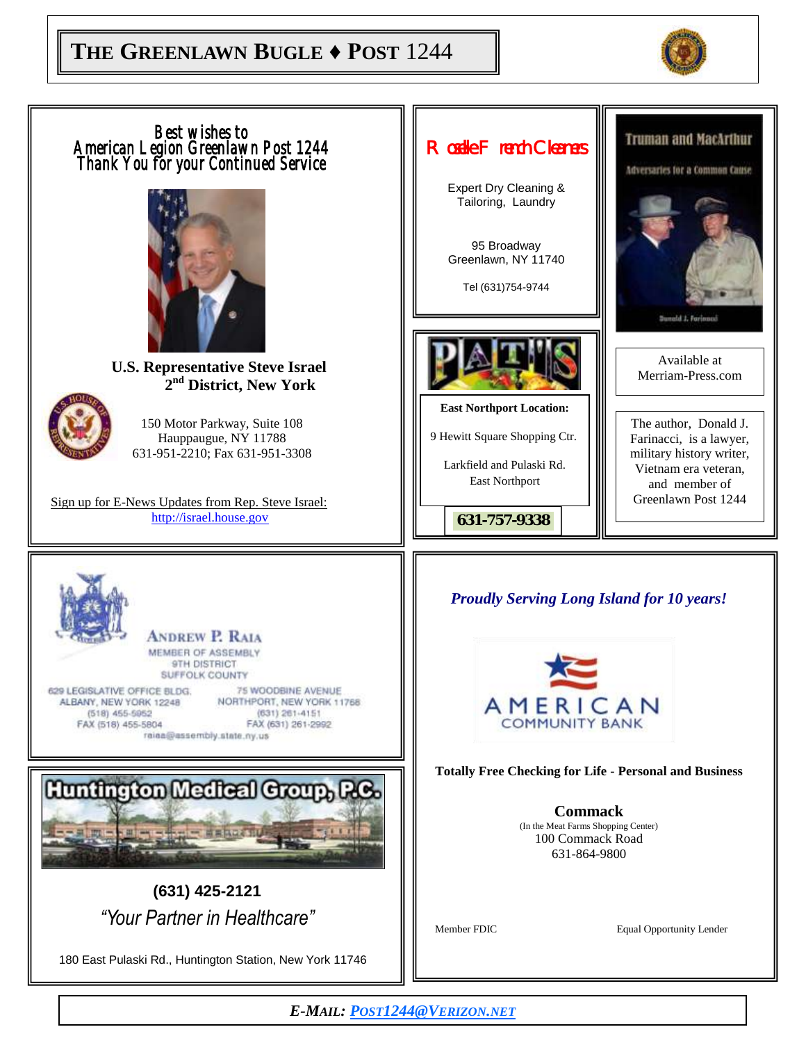Best wishes to
American Legion Greenlawn Post 1244
Thank You for your Continued Service

**U.S. Representative Steve Israel**
**2nd District, New York**

150 Motor Parkway, Suite 108
Hauppauge, NY 11788
631-951-2210; Fax 631-951-3308

Sign up for E-News Updates from Rep. Steve Israel:
http://israel.house.gov

---

Roselle French Cleaners

Expert Dry Cleaning & Tailoring, Laundry

95 Broadway
Greenlawn, NY 11740

Tel (631)754-9744

---

PATTI'S

**East Northport Location:**

9 Hewitt Square Shopping Ctr.

Larkfield and Pulaski Rd.
East Northport

**631-757-9338**

---

Truman and MacArthur
Adversaries for a Common Cause
Donald J. Farinacci

Available at
Merriam-Press.com

The author, Donald J. Farinacci, is a lawyer, military history writer, Vietnam era veteran, and member of Greenlawn Post 1244

---

ANDREW P. RAIA
MEMBER OF ASSEMBLY
9TH DISTRICT
SUFFOLK COUNTY

629 LEGISLATIVE OFFICE BLDG.
ALBANY, NEW YORK 12248
(518) 455-5952
FAX (518) 455-5804

75 WOODBINE AVENUE
NORTHPORT, NEW YORK 11768
(631) 261-4151
FAX (631) 261-2992

raiaa@assembly.state.ny.us

---

*Proudly Serving Long Island for 10 years!*

AMERICAN COMMUNITY BANK

**Totally Free Checking for Life - Personal and Business**

**Commack**
(In the Meat Farms Shopping Center)
100 Commack Road
631-864-9800

Member FDIC — Equal Opportunity Lender

---

Huntington Medical Group, P.C.

**(631) 425-2121**

*"Your Partner in Healthcare"*

180 East Pulaski Rd., Huntington Station, New York 11746

---

***E-MAIL: POST1244@VERIZON.NET***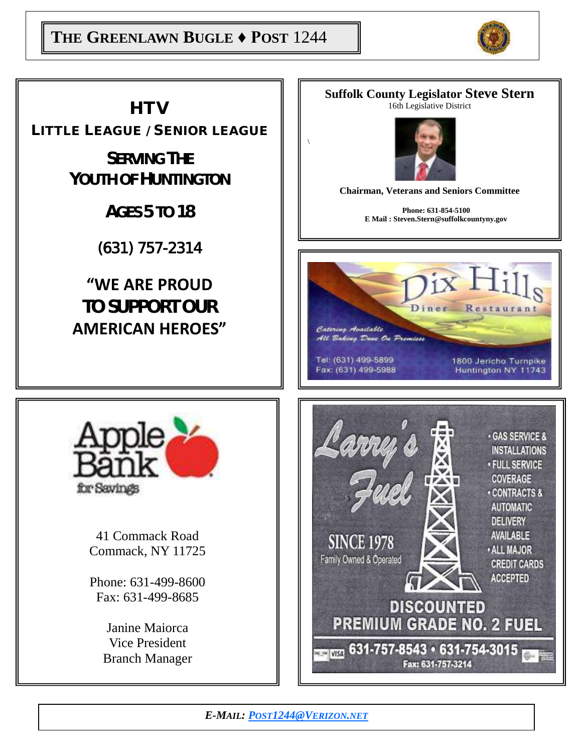**THE GREENLAWN BUGLE ♦ POST 1244**

## HTV

### LITTLE LEAGUE / SENIOR LEAGUE

**SERVING THE YOUTH OF HUNTINGTON**

**AGES 5 TO 18**

(631) 757-2314

**"WE ARE PROUD TO SUPPORT OUR AMERICAN HEROES"**

---

**Suffolk County Legislator Steve Stern**

16th Legislative District

**Chairman, Veterans and Seniors Committee**

**Phone: 631-854-5100**
**E Mail : Steven.Stern@suffolkcountyny.gov**

---

**Dix Hills Diner Restaurant**

*Catering Available*
*All Baking Done On Premises*

Tel: (631) 499-5899
Fax: (631) 499-5988

1800 Jericho Turnpike
Huntington NY 11743

---

**Apple Bank for Savings**

41 Commack Road
Commack, NY 11725

Phone: 631-499-8600
Fax: 631-499-8685

Janine Maiorca
Vice President
Branch Manager

---

**Larry's Fuel**

SINCE 1978
Family Owned & Operated

- GAS SERVICE & INSTALLATIONS
- FULL SERVICE COVERAGE
- CONTRACTS & AUTOMATIC DELIVERY AVAILABLE
- ALL MAJOR CREDIT CARDS ACCEPTED

**DISCOUNTED PREMIUM GRADE NO. 2 FUEL**

631-757-8543 • 631-754-3015
Fax: 631-757-3214

---

*E-MAIL: POST1244@VERIZON.NET*